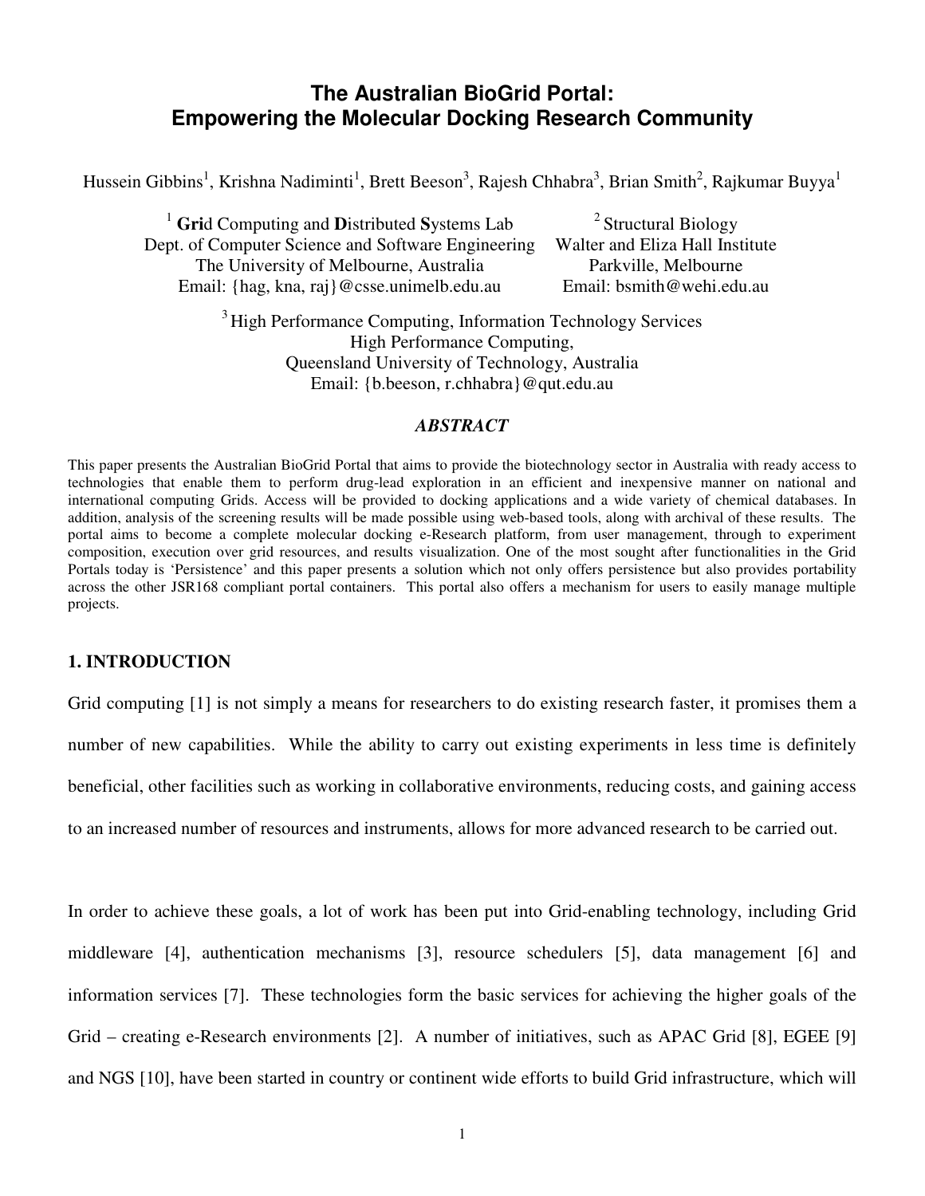# The Australian BioGrid Portal: Empowering the Molecular Docking Research Community

Hussein Gibbins[1], Krishna Nadiminti[1], Brett Beeson[3], Rajesh Chhabra[3], Brian Smith[2], Rajkumar Buyya[1]

[1] **Gri**d Computing and **D**istributed **S**ystems Lab
Dept. of Computer Science and Software Engineering
The University of Melbourne, Australia
Email: {hag, kna, raj}@csse.unimelb.edu.au

[2] Structural Biology
Walter and Eliza Hall Institute
Parkville, Melbourne
Email: bsmith@wehi.edu.au

[3] High Performance Computing, Information Technology Services
High Performance Computing,
Queensland University of Technology, Australia
Email: {b.beeson, r.chhabra}@qut.edu.au

***ABSTRACT***

This paper presents the Australian BioGrid Portal that aims to provide the biotechnology sector in Australia with ready access to technologies that enable them to perform drug-lead exploration in an efficient and inexpensive manner on national and international computing Grids. Access will be provided to docking applications and a wide variety of chemical databases. In addition, analysis of the screening results will be made possible using web-based tools, along with archival of these results. The portal aims to become a complete molecular docking e-Research platform, from user management, through to experiment composition, execution over grid resources, and results visualization. One of the most sought after functionalities in the Grid Portals today is 'Persistence' and this paper presents a solution which not only offers persistence but also provides portability across the other JSR168 compliant portal containers. This portal also offers a mechanism for users to easily manage multiple projects.

## 1. INTRODUCTION

Grid computing [1] is not simply a means for researchers to do existing research faster, it promises them a number of new capabilities. While the ability to carry out existing experiments in less time is definitely beneficial, other facilities such as working in collaborative environments, reducing costs, and gaining access to an increased number of resources and instruments, allows for more advanced research to be carried out.

In order to achieve these goals, a lot of work has been put into Grid-enabling technology, including Grid middleware [4], authentication mechanisms [3], resource schedulers [5], data management [6] and information services [7]. These technologies form the basic services for achieving the higher goals of the Grid – creating e-Research environments [2]. A number of initiatives, such as APAC Grid [8], EGEE [9] and NGS [10], have been started in country or continent wide efforts to build Grid infrastructure, which will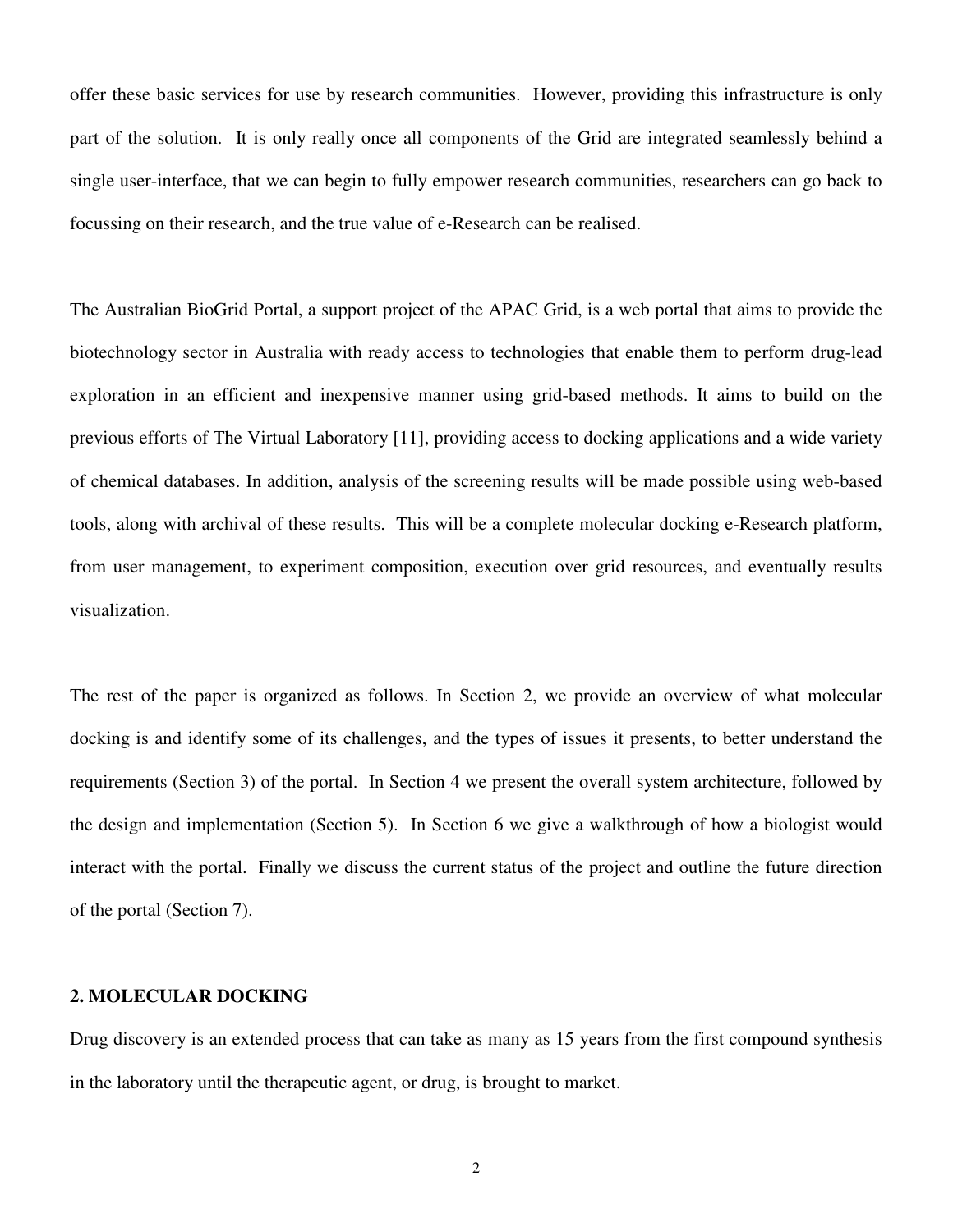offer these basic services for use by research communities. However, providing this infrastructure is only part of the solution. It is only really once all components of the Grid are integrated seamlessly behind a single user-interface, that we can begin to fully empower research communities, researchers can go back to focussing on their research, and the true value of e-Research can be realised.

The Australian BioGrid Portal, a support project of the APAC Grid, is a web portal that aims to provide the biotechnology sector in Australia with ready access to technologies that enable them to perform drug-lead exploration in an efficient and inexpensive manner using grid-based methods. It aims to build on the previous efforts of The Virtual Laboratory [11], providing access to docking applications and a wide variety of chemical databases. In addition, analysis of the screening results will be made possible using web-based tools, along with archival of these results. This will be a complete molecular docking e-Research platform, from user management, to experiment composition, execution over grid resources, and eventually results visualization.

The rest of the paper is organized as follows. In Section 2, we provide an overview of what molecular docking is and identify some of its challenges, and the types of issues it presents, to better understand the requirements (Section 3) of the portal. In Section 4 we present the overall system architecture, followed by the design and implementation (Section 5). In Section 6 we give a walkthrough of how a biologist would interact with the portal. Finally we discuss the current status of the project and outline the future direction of the portal (Section 7).

## 2. MOLECULAR DOCKING

Drug discovery is an extended process that can take as many as 15 years from the first compound synthesis in the laboratory until the therapeutic agent, or drug, is brought to market.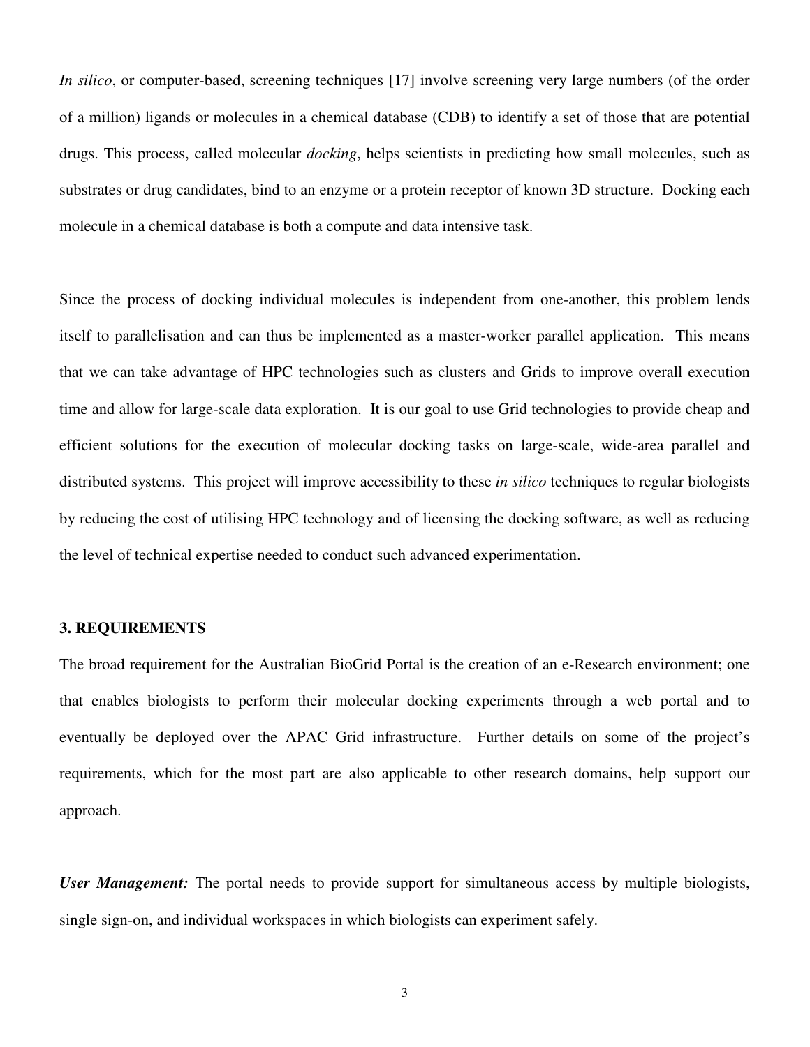*In silico*, or computer-based, screening techniques [17] involve screening very large numbers (of the order of a million) ligands or molecules in a chemical database (CDB) to identify a set of those that are potential drugs. This process, called molecular *docking*, helps scientists in predicting how small molecules, such as substrates or drug candidates, bind to an enzyme or a protein receptor of known 3D structure. Docking each molecule in a chemical database is both a compute and data intensive task.

Since the process of docking individual molecules is independent from one-another, this problem lends itself to parallelisation and can thus be implemented as a master-worker parallel application. This means that we can take advantage of HPC technologies such as clusters and Grids to improve overall execution time and allow for large-scale data exploration. It is our goal to use Grid technologies to provide cheap and efficient solutions for the execution of molecular docking tasks on large-scale, wide-area parallel and distributed systems. This project will improve accessibility to these *in silico* techniques to regular biologists by reducing the cost of utilising HPC technology and of licensing the docking software, as well as reducing the level of technical expertise needed to conduct such advanced experimentation.

## 3. REQUIREMENTS

The broad requirement for the Australian BioGrid Portal is the creation of an e-Research environment; one that enables biologists to perform their molecular docking experiments through a web portal and to eventually be deployed over the APAC Grid infrastructure. Further details on some of the project's requirements, which for the most part are also applicable to other research domains, help support our approach.

***User Management:*** The portal needs to provide support for simultaneous access by multiple biologists, single sign-on, and individual workspaces in which biologists can experiment safely.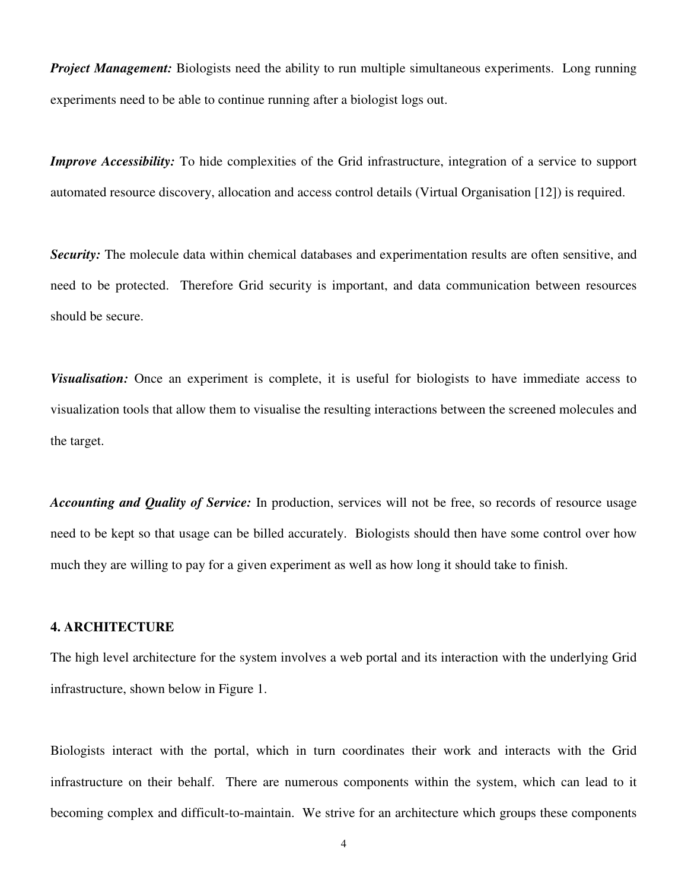***Project Management:*** Biologists need the ability to run multiple simultaneous experiments. Long running experiments need to be able to continue running after a biologist logs out.

***Improve Accessibility:*** To hide complexities of the Grid infrastructure, integration of a service to support automated resource discovery, allocation and access control details (Virtual Organisation [12]) is required.

***Security:*** The molecule data within chemical databases and experimentation results are often sensitive, and need to be protected. Therefore Grid security is important, and data communication between resources should be secure.

***Visualisation:*** Once an experiment is complete, it is useful for biologists to have immediate access to visualization tools that allow them to visualise the resulting interactions between the screened molecules and the target.

***Accounting and Quality of Service:*** In production, services will not be free, so records of resource usage need to be kept so that usage can be billed accurately. Biologists should then have some control over how much they are willing to pay for a given experiment as well as how long it should take to finish.

## 4. ARCHITECTURE

The high level architecture for the system involves a web portal and its interaction with the underlying Grid infrastructure, shown below in Figure 1.

Biologists interact with the portal, which in turn coordinates their work and interacts with the Grid infrastructure on their behalf. There are numerous components within the system, which can lead to it becoming complex and difficult-to-maintain. We strive for an architecture which groups these components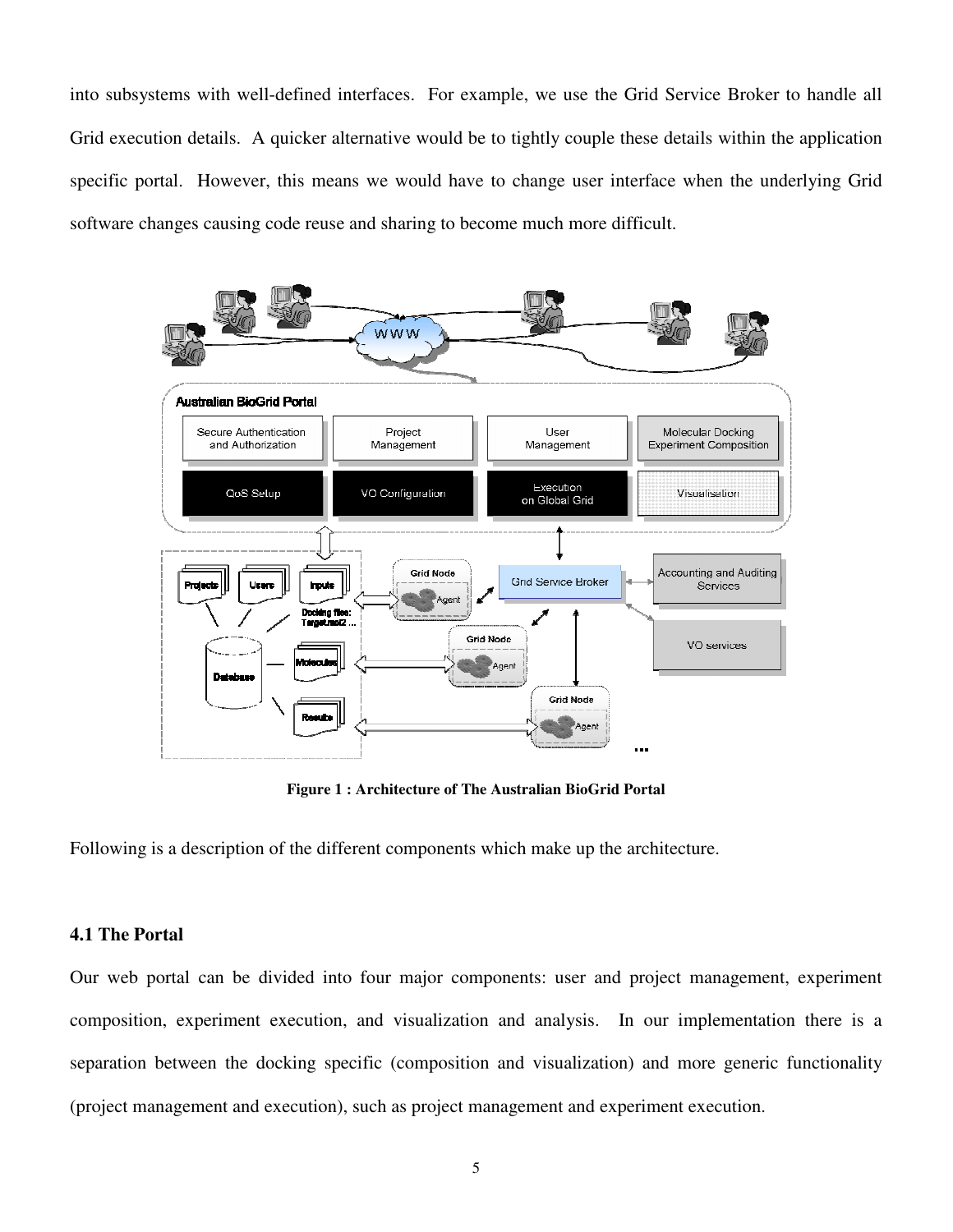into subsystems with well-defined interfaces. For example, we use the Grid Service Broker to handle all Grid execution details. A quicker alternative would be to tightly couple these details within the application specific portal. However, this means we would have to change user interface when the underlying Grid software changes causing code reuse and sharing to become much more difficult.

**Figure 1 : Architecture of The Australian BioGrid Portal**

Following is a description of the different components which make up the architecture.

### 4.1 The Portal

Our web portal can be divided into four major components: user and project management, experiment composition, experiment execution, and visualization and analysis. In our implementation there is a separation between the docking specific (composition and visualization) and more generic functionality (project management and execution), such as project management and experiment execution.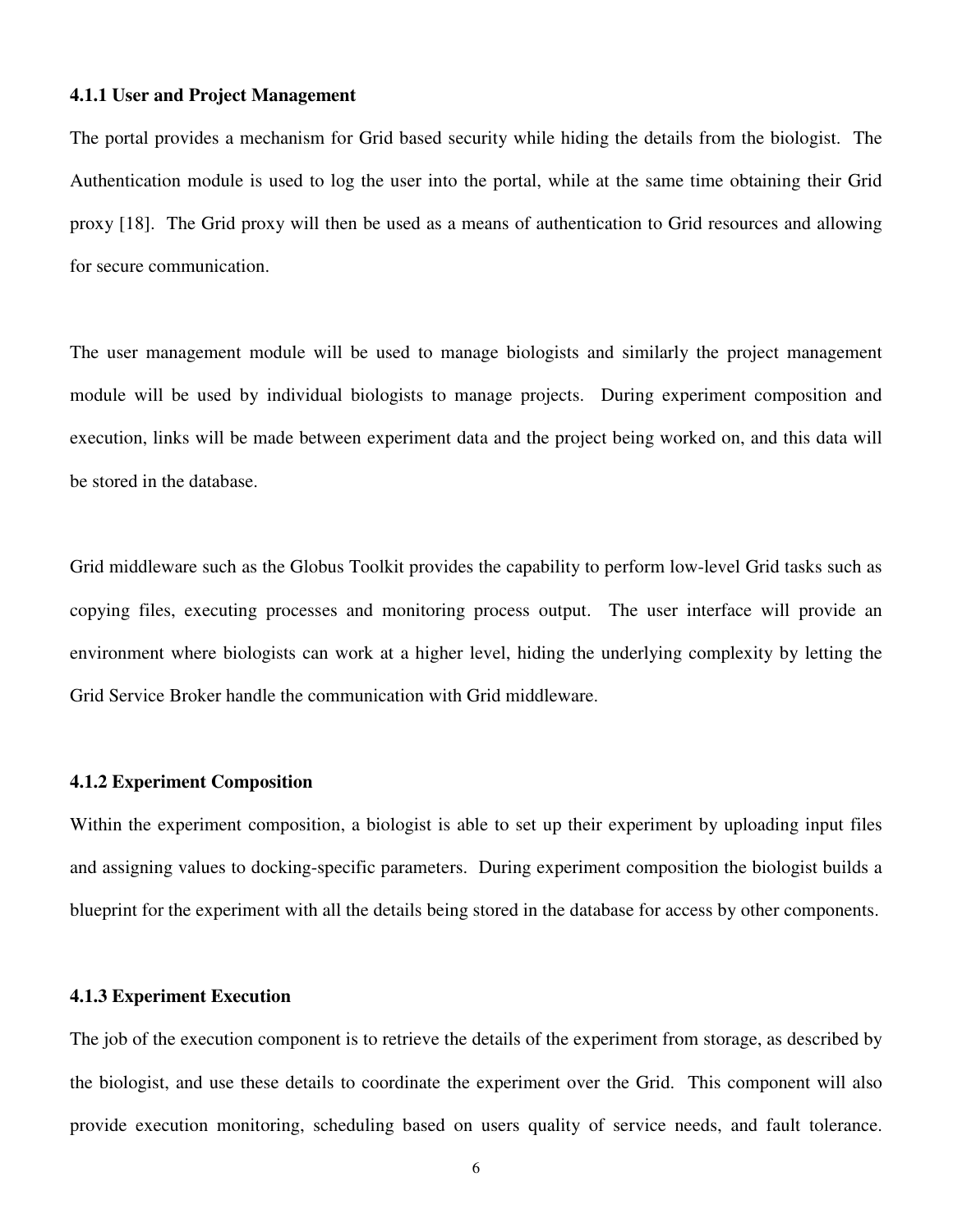#### 4.1.1 User and Project Management

The portal provides a mechanism for Grid based security while hiding the details from the biologist. The Authentication module is used to log the user into the portal, while at the same time obtaining their Grid proxy [18]. The Grid proxy will then be used as a means of authentication to Grid resources and allowing for secure communication.

The user management module will be used to manage biologists and similarly the project management module will be used by individual biologists to manage projects. During experiment composition and execution, links will be made between experiment data and the project being worked on, and this data will be stored in the database.

Grid middleware such as the Globus Toolkit provides the capability to perform low-level Grid tasks such as copying files, executing processes and monitoring process output. The user interface will provide an environment where biologists can work at a higher level, hiding the underlying complexity by letting the Grid Service Broker handle the communication with Grid middleware.

#### 4.1.2 Experiment Composition

Within the experiment composition, a biologist is able to set up their experiment by uploading input files and assigning values to docking-specific parameters. During experiment composition the biologist builds a blueprint for the experiment with all the details being stored in the database for access by other components.

#### 4.1.3 Experiment Execution

The job of the execution component is to retrieve the details of the experiment from storage, as described by the biologist, and use these details to coordinate the experiment over the Grid. This component will also provide execution monitoring, scheduling based on users quality of service needs, and fault tolerance.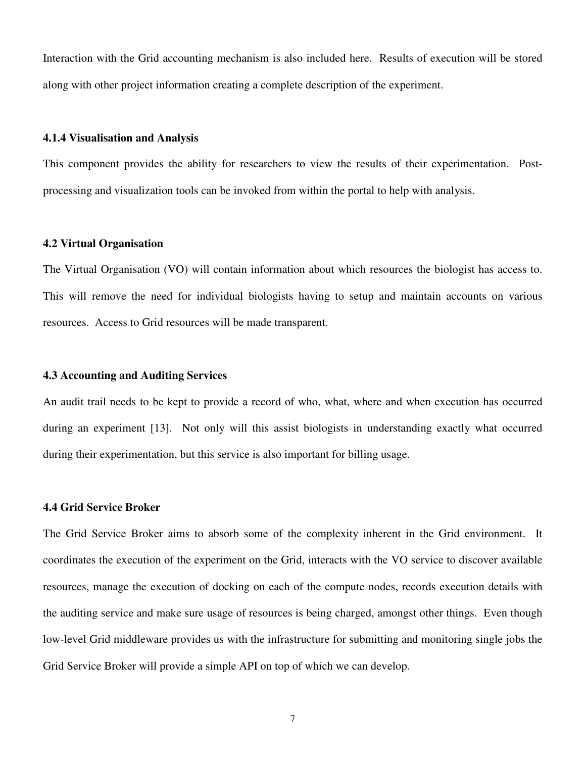Interaction with the Grid accounting mechanism is also included here. Results of execution will be stored along with other project information creating a complete description of the experiment.

#### 4.1.4 Visualisation and Analysis

This component provides the ability for researchers to view the results of their experimentation. Post-processing and visualization tools can be invoked from within the portal to help with analysis.

### 4.2 Virtual Organisation

The Virtual Organisation (VO) will contain information about which resources the biologist has access to. This will remove the need for individual biologists having to setup and maintain accounts on various resources. Access to Grid resources will be made transparent.

### 4.3 Accounting and Auditing Services

An audit trail needs to be kept to provide a record of who, what, where and when execution has occurred during an experiment [13]. Not only will this assist biologists in understanding exactly what occurred during their experimentation, but this service is also important for billing usage.

### 4.4 Grid Service Broker

The Grid Service Broker aims to absorb some of the complexity inherent in the Grid environment. It coordinates the execution of the experiment on the Grid, interacts with the VO service to discover available resources, manage the execution of docking on each of the compute nodes, records execution details with the auditing service and make sure usage of resources is being charged, amongst other things. Even though low-level Grid middleware provides us with the infrastructure for submitting and monitoring single jobs the Grid Service Broker will provide a simple API on top of which we can develop.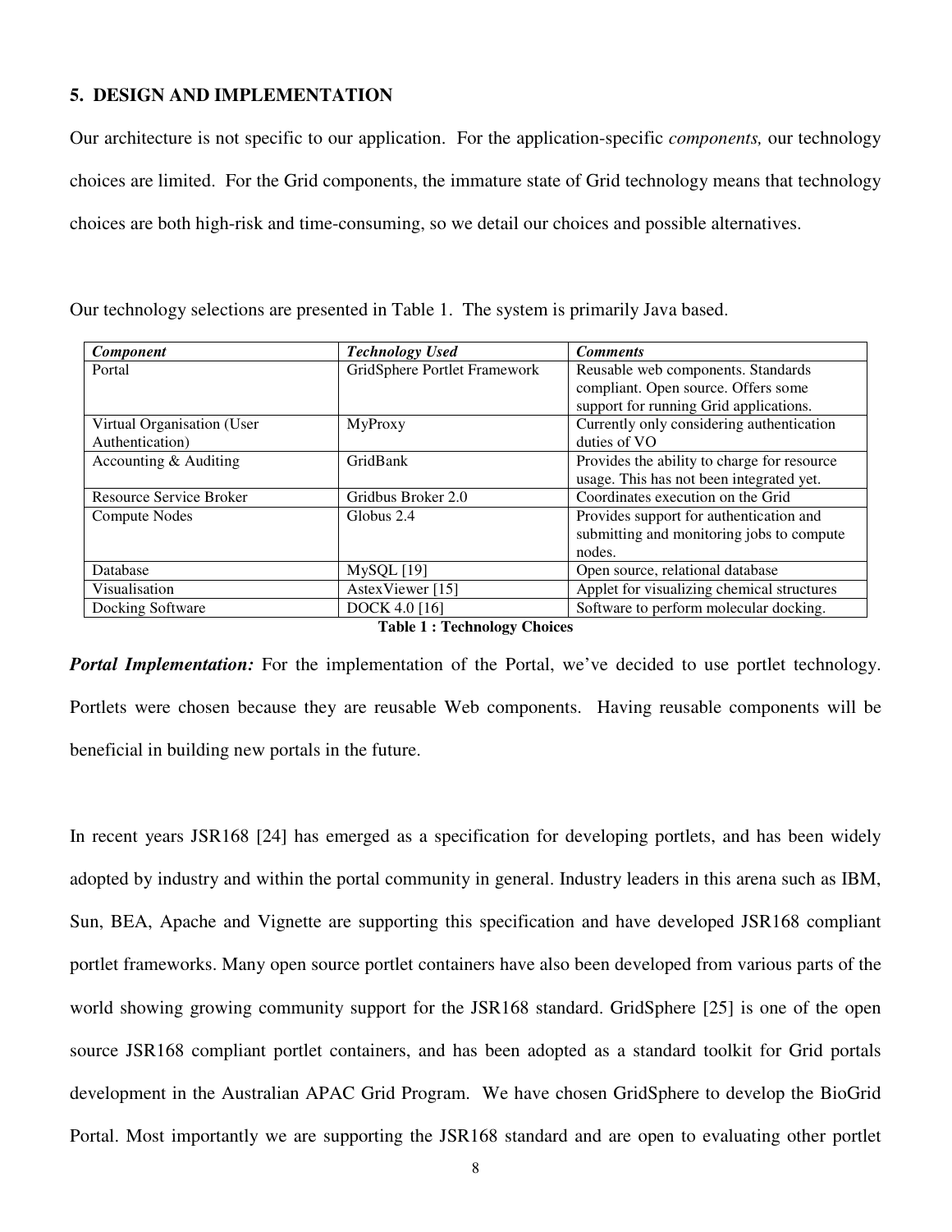## 5. DESIGN AND IMPLEMENTATION

Our architecture is not specific to our application. For the application-specific *components,* our technology choices are limited. For the Grid components, the immature state of Grid technology means that technology choices are both high-risk and time-consuming, so we detail our choices and possible alternatives.

Our technology selections are presented in Table 1. The system is primarily Java based.

| ***Component*** | ***Technology Used*** | ***Comments*** |
|---|---|---|
| Portal | GridSphere Portlet Framework | Reusable web components. Standards compliant. Open source. Offers some support for running Grid applications. |
| Virtual Organisation (User Authentication) | MyProxy | Currently only considering authentication duties of VO |
| Accounting & Auditing | GridBank | Provides the ability to charge for resource usage. This has not been integrated yet. |
| Resource Service Broker | Gridbus Broker 2.0 | Coordinates execution on the Grid |
| Compute Nodes | Globus 2.4 | Provides support for authentication and submitting and monitoring jobs to compute nodes. |
| Database | MySQL [19] | Open source, relational database |
| Visualisation | AstexViewer [15] | Applet for visualizing chemical structures |
| Docking Software | DOCK 4.0 [16] | Software to perform molecular docking. |

**Table 1 : Technology Choices**

***Portal Implementation:*** For the implementation of the Portal, we've decided to use portlet technology. Portlets were chosen because they are reusable Web components. Having reusable components will be beneficial in building new portals in the future.

In recent years JSR168 [24] has emerged as a specification for developing portlets, and has been widely adopted by industry and within the portal community in general. Industry leaders in this arena such as IBM, Sun, BEA, Apache and Vignette are supporting this specification and have developed JSR168 compliant portlet frameworks. Many open source portlet containers have also been developed from various parts of the world showing growing community support for the JSR168 standard. GridSphere [25] is one of the open source JSR168 compliant portlet containers, and has been adopted as a standard toolkit for Grid portals development in the Australian APAC Grid Program. We have chosen GridSphere to develop the BioGrid Portal. Most importantly we are supporting the JSR168 standard and are open to evaluating other portlet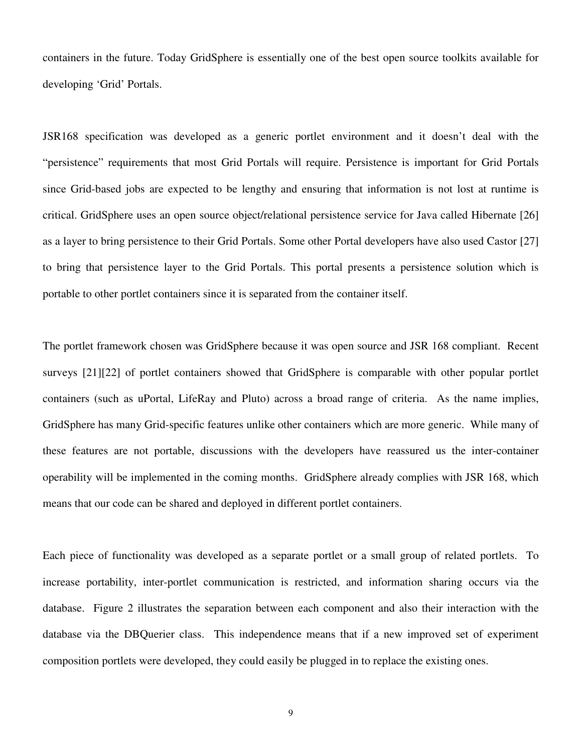containers in the future. Today GridSphere is essentially one of the best open source toolkits available for developing 'Grid' Portals.

JSR168 specification was developed as a generic portlet environment and it doesn't deal with the "persistence" requirements that most Grid Portals will require. Persistence is important for Grid Portals since Grid-based jobs are expected to be lengthy and ensuring that information is not lost at runtime is critical. GridSphere uses an open source object/relational persistence service for Java called Hibernate [26] as a layer to bring persistence to their Grid Portals. Some other Portal developers have also used Castor [27] to bring that persistence layer to the Grid Portals. This portal presents a persistence solution which is portable to other portlet containers since it is separated from the container itself.

The portlet framework chosen was GridSphere because it was open source and JSR 168 compliant. Recent surveys [21][22] of portlet containers showed that GridSphere is comparable with other popular portlet containers (such as uPortal, LifeRay and Pluto) across a broad range of criteria. As the name implies, GridSphere has many Grid-specific features unlike other containers which are more generic. While many of these features are not portable, discussions with the developers have reassured us the inter-container operability will be implemented in the coming months. GridSphere already complies with JSR 168, which means that our code can be shared and deployed in different portlet containers.

Each piece of functionality was developed as a separate portlet or a small group of related portlets. To increase portability, inter-portlet communication is restricted, and information sharing occurs via the database. Figure 2 illustrates the separation between each component and also their interaction with the database via the DBQuerier class. This independence means that if a new improved set of experiment composition portlets were developed, they could easily be plugged in to replace the existing ones.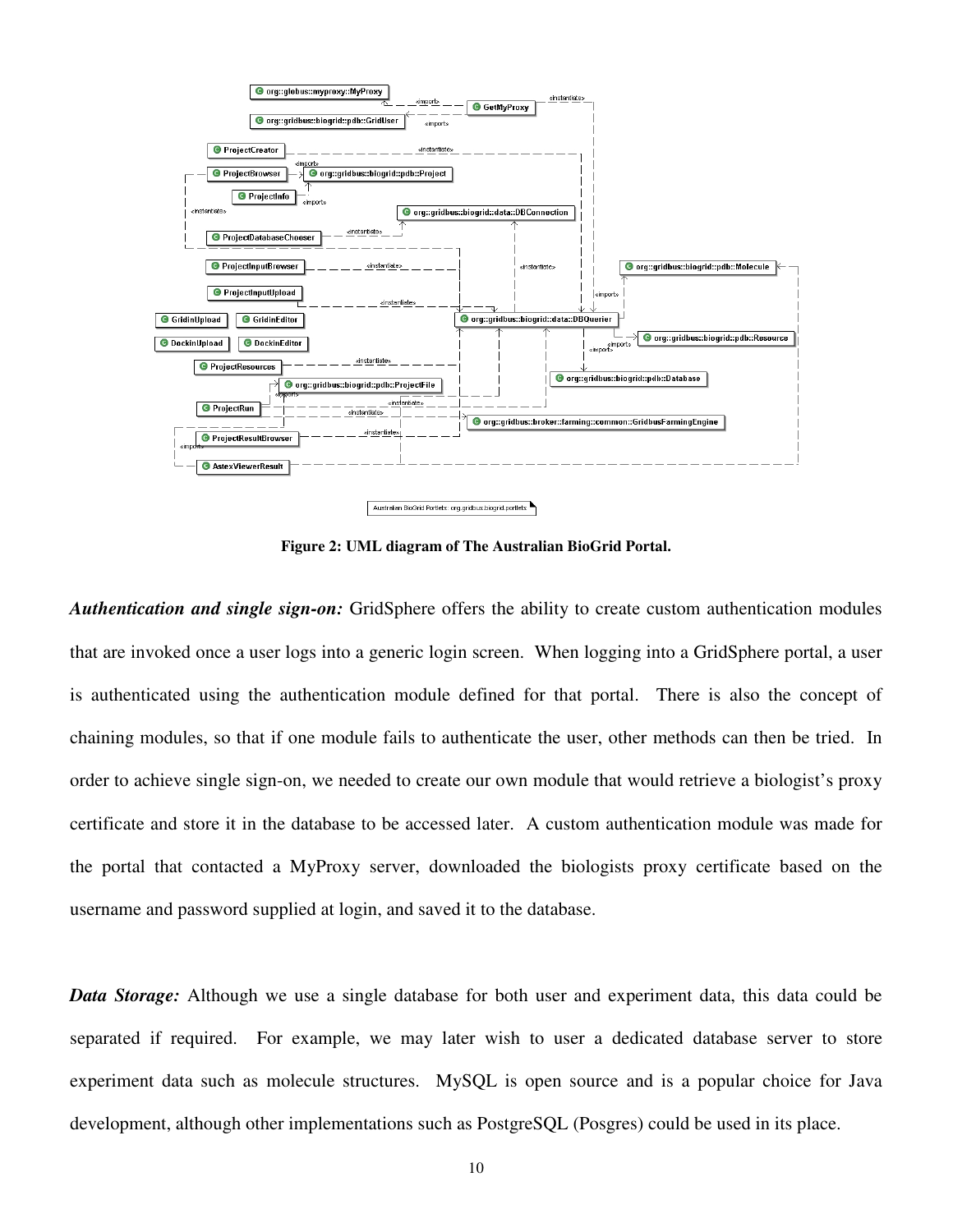Figure 2: UML diagram of The Australian BioGrid Portal.

***Authentication and single sign-on:*** GridSphere offers the ability to create custom authentication modules that are invoked once a user logs into a generic login screen. When logging into a GridSphere portal, a user is authenticated using the authentication module defined for that portal. There is also the concept of chaining modules, so that if one module fails to authenticate the user, other methods can then be tried. In order to achieve single sign-on, we needed to create our own module that would retrieve a biologist's proxy certificate and store it in the database to be accessed later. A custom authentication module was made for the portal that contacted a MyProxy server, downloaded the biologists proxy certificate based on the username and password supplied at login, and saved it to the database.

***Data Storage:*** Although we use a single database for both user and experiment data, this data could be separated if required. For example, we may later wish to user a dedicated database server to store experiment data such as molecule structures. MySQL is open source and is a popular choice for Java development, although other implementations such as PostgreSQL (Posgres) could be used in its place.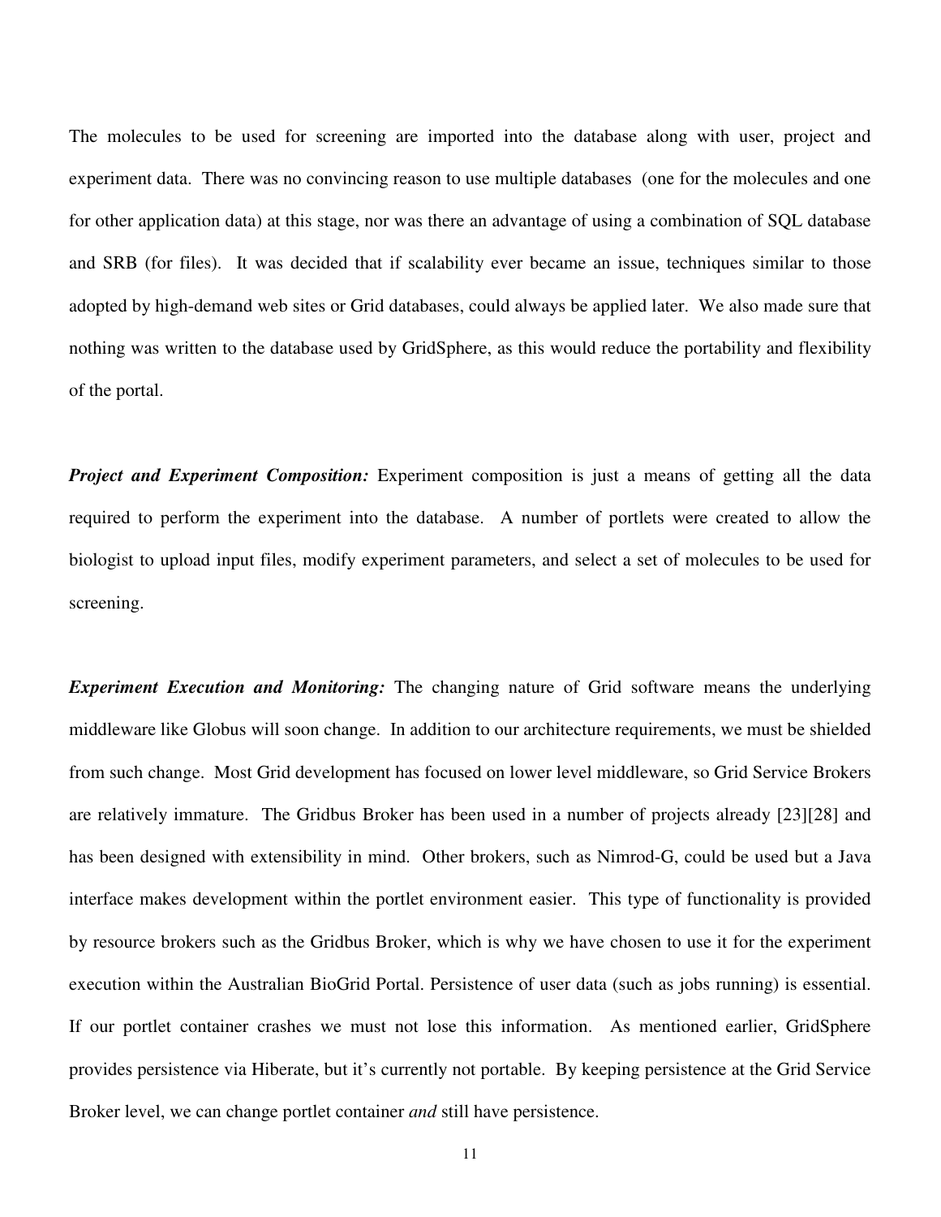The molecules to be used for screening are imported into the database along with user, project and experiment data. There was no convincing reason to use multiple databases (one for the molecules and one for other application data) at this stage, nor was there an advantage of using a combination of SQL database and SRB (for files). It was decided that if scalability ever became an issue, techniques similar to those adopted by high-demand web sites or Grid databases, could always be applied later. We also made sure that nothing was written to the database used by GridSphere, as this would reduce the portability and flexibility of the portal.

***Project and Experiment Composition:*** Experiment composition is just a means of getting all the data required to perform the experiment into the database. A number of portlets were created to allow the biologist to upload input files, modify experiment parameters, and select a set of molecules to be used for screening.

***Experiment Execution and Monitoring:*** The changing nature of Grid software means the underlying middleware like Globus will soon change. In addition to our architecture requirements, we must be shielded from such change. Most Grid development has focused on lower level middleware, so Grid Service Brokers are relatively immature. The Gridbus Broker has been used in a number of projects already [23][28] and has been designed with extensibility in mind. Other brokers, such as Nimrod-G, could be used but a Java interface makes development within the portlet environment easier. This type of functionality is provided by resource brokers such as the Gridbus Broker, which is why we have chosen to use it for the experiment execution within the Australian BioGrid Portal. Persistence of user data (such as jobs running) is essential. If our portlet container crashes we must not lose this information. As mentioned earlier, GridSphere provides persistence via Hiberate, but it's currently not portable. By keeping persistence at the Grid Service Broker level, we can change portlet container *and* still have persistence.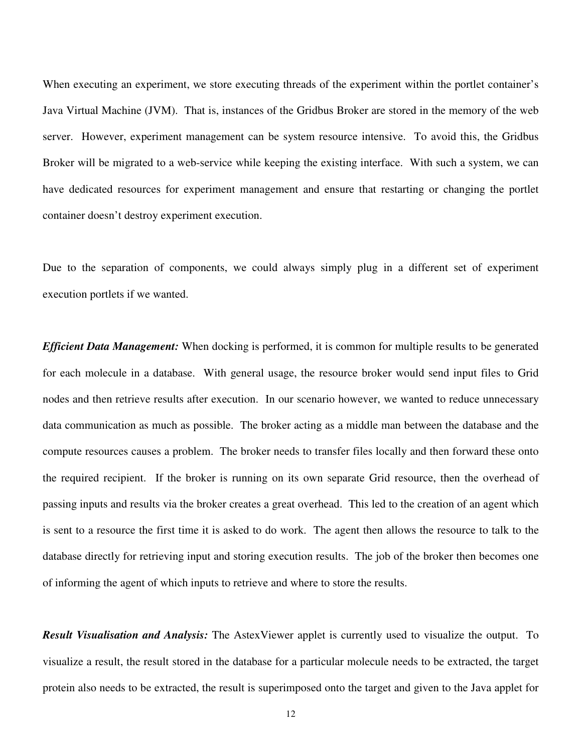When executing an experiment, we store executing threads of the experiment within the portlet container's Java Virtual Machine (JVM). That is, instances of the Gridbus Broker are stored in the memory of the web server. However, experiment management can be system resource intensive. To avoid this, the Gridbus Broker will be migrated to a web-service while keeping the existing interface. With such a system, we can have dedicated resources for experiment management and ensure that restarting or changing the portlet container doesn't destroy experiment execution.

Due to the separation of components, we could always simply plug in a different set of experiment execution portlets if we wanted.

***Efficient Data Management:*** When docking is performed, it is common for multiple results to be generated for each molecule in a database. With general usage, the resource broker would send input files to Grid nodes and then retrieve results after execution. In our scenario however, we wanted to reduce unnecessary data communication as much as possible. The broker acting as a middle man between the database and the compute resources causes a problem. The broker needs to transfer files locally and then forward these onto the required recipient. If the broker is running on its own separate Grid resource, then the overhead of passing inputs and results via the broker creates a great overhead. This led to the creation of an agent which is sent to a resource the first time it is asked to do work. The agent then allows the resource to talk to the database directly for retrieving input and storing execution results. The job of the broker then becomes one of informing the agent of which inputs to retrieve and where to store the results.

***Result Visualisation and Analysis:*** The AstexViewer applet is currently used to visualize the output. To visualize a result, the result stored in the database for a particular molecule needs to be extracted, the target protein also needs to be extracted, the result is superimposed onto the target and given to the Java applet for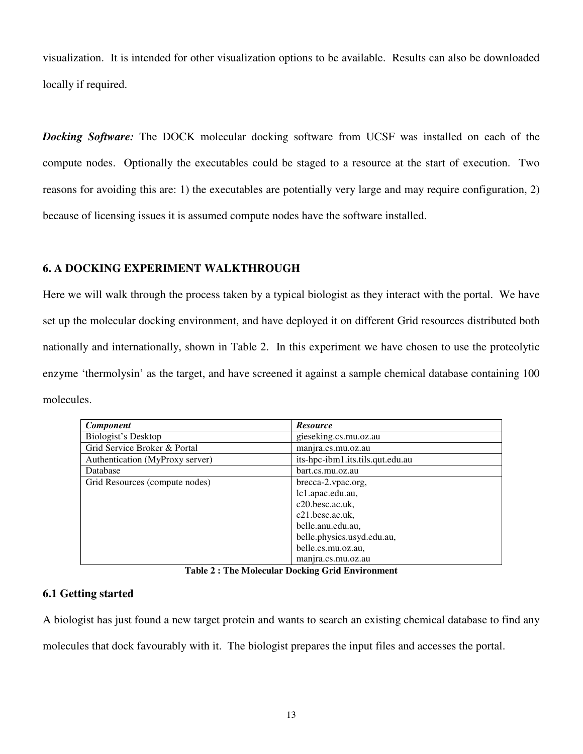visualization. It is intended for other visualization options to be available. Results can also be downloaded locally if required.

***Docking Software:*** The DOCK molecular docking software from UCSF was installed on each of the compute nodes. Optionally the executables could be staged to a resource at the start of execution. Two reasons for avoiding this are: 1) the executables are potentially very large and may require configuration, 2) because of licensing issues it is assumed compute nodes have the software installed.

## 6. A DOCKING EXPERIMENT WALKTHROUGH

Here we will walk through the process taken by a typical biologist as they interact with the portal. We have set up the molecular docking environment, and have deployed it on different Grid resources distributed both nationally and internationally, shown in Table 2. In this experiment we have chosen to use the proteolytic enzyme 'thermolysin' as the target, and have screened it against a sample chemical database containing 100 molecules.

| ***Component*** | ***Resource*** |
|---|---|
| Biologist's Desktop | gieseking.cs.mu.oz.au |
| Grid Service Broker & Portal | manjra.cs.mu.oz.au |
| Authentication (MyProxy server) | its-hpc-ibm1.its.tils.qut.edu.au |
| Database | bart.cs.mu.oz.au |
| Grid Resources (compute nodes) | brecca-2.vpac.org, lc1.apac.edu.au, c20.besc.ac.uk, c21.besc.ac.uk, belle.anu.edu.au, belle.physics.usyd.edu.au, belle.cs.mu.oz.au, manjra.cs.mu.oz.au |

**Table 2 : The Molecular Docking Grid Environment**

### 6.1 Getting started

A biologist has just found a new target protein and wants to search an existing chemical database to find any molecules that dock favourably with it. The biologist prepares the input files and accesses the portal.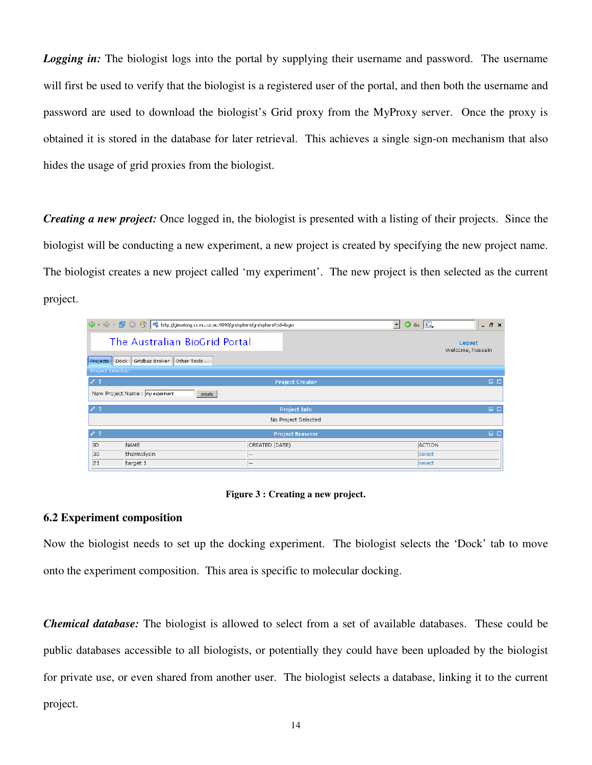***Logging in:*** The biologist logs into the portal by supplying their username and password. The username will first be used to verify that the biologist is a registered user of the portal, and then both the username and password are used to download the biologist's Grid proxy from the MyProxy server. Once the proxy is obtained it is stored in the database for later retrieval. This achieves a single sign-on mechanism that also hides the usage of grid proxies from the biologist.

***Creating a new project:*** Once logged in, the biologist is presented with a listing of their projects. Since the biologist will be conducting a new experiment, a new project is created by specifying the new project name. The biologist creates a new project called 'my experiment'. The new project is then selected as the current project.

**Figure 3 : Creating a new project.**

## 6.2 Experiment composition

Now the biologist needs to set up the docking experiment. The biologist selects the 'Dock' tab to move onto the experiment composition. This area is specific to molecular docking.

***Chemical database:*** The biologist is allowed to select from a set of available databases. These could be public databases accessible to all biologists, or potentially they could have been uploaded by the biologist for private use, or even shared from another user. The biologist selects a database, linking it to the current project.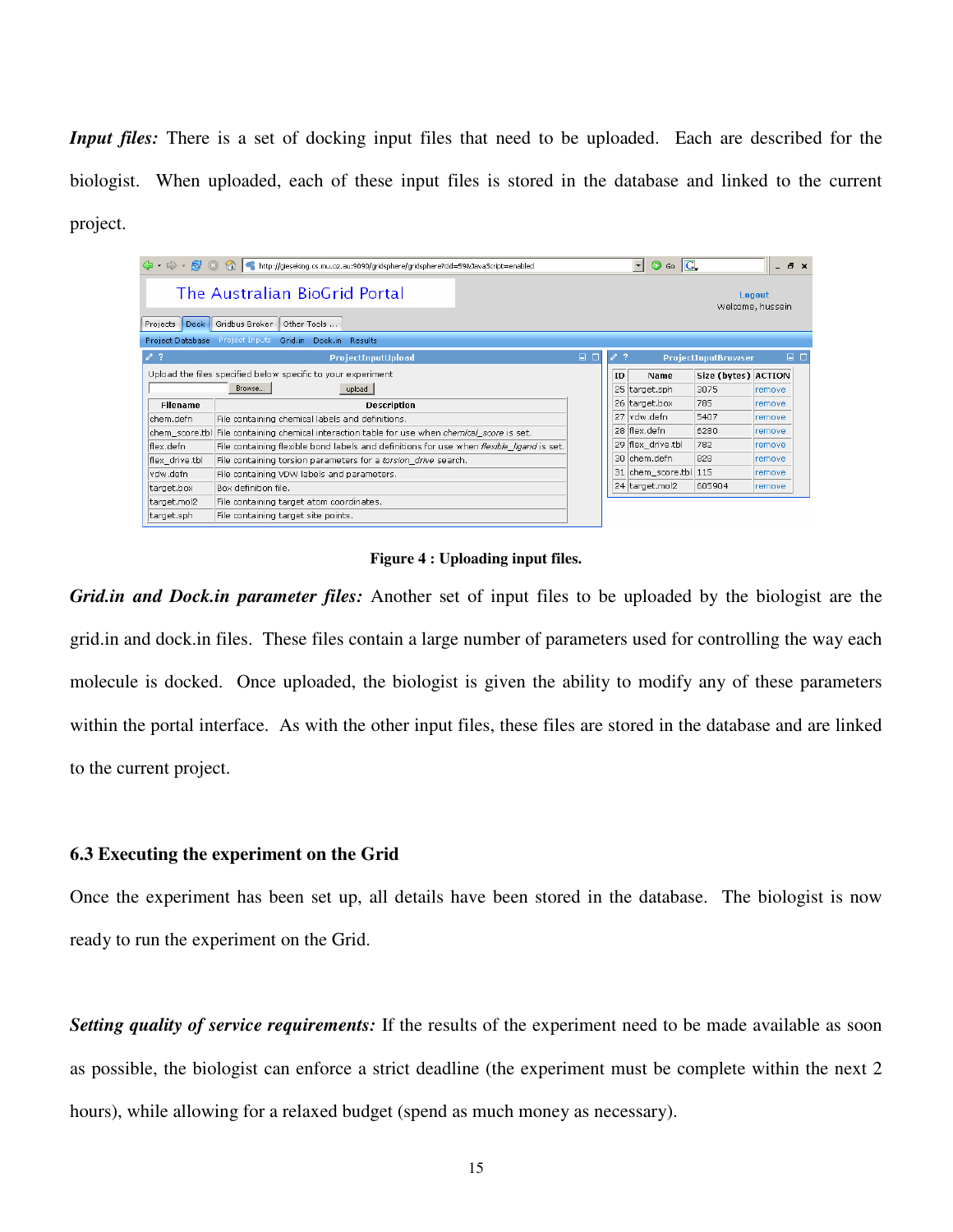***Input files:*** There is a set of docking input files that need to be uploaded. Each are described for the biologist. When uploaded, each of these input files is stored in the database and linked to the current project.

**Figure 4 : Uploading input files.**

***Grid.in and Dock.in parameter files:*** Another set of input files to be uploaded by the biologist are the grid.in and dock.in files. These files contain a large number of parameters used for controlling the way each molecule is docked. Once uploaded, the biologist is given the ability to modify any of these parameters within the portal interface. As with the other input files, these files are stored in the database and are linked to the current project.

### 6.3 Executing the experiment on the Grid

Once the experiment has been set up, all details have been stored in the database. The biologist is now ready to run the experiment on the Grid.

***Setting quality of service requirements:*** If the results of the experiment need to be made available as soon as possible, the biologist can enforce a strict deadline (the experiment must be complete within the next 2 hours), while allowing for a relaxed budget (spend as much money as necessary).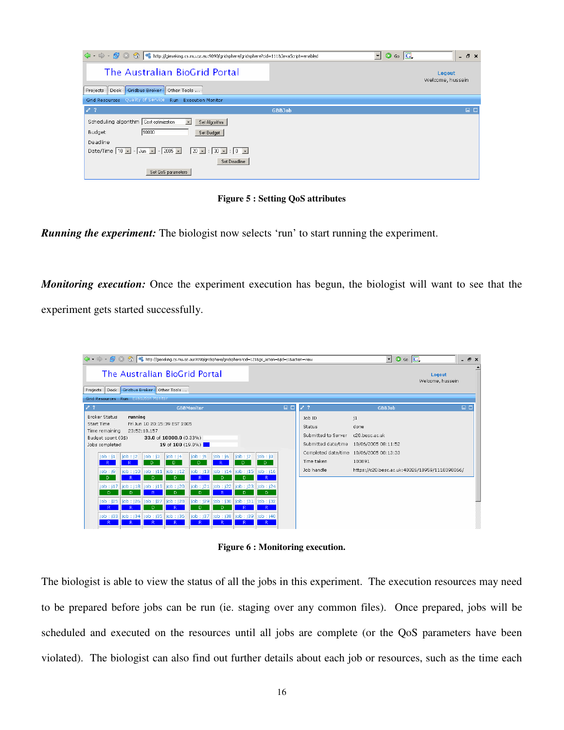Figure 5 : Setting QoS attributes

***Running the experiment:*** The biologist now selects 'run' to start running the experiment.

***Monitoring execution:*** Once the experiment execution has begun, the biologist will want to see that the experiment gets started successfully.

Figure 6 : Monitoring execution.

The biologist is able to view the status of all the jobs in this experiment. The execution resources may need to be prepared before jobs can be run (ie. staging over any common files). Once prepared, jobs will be scheduled and executed on the resources until all jobs are complete (or the QoS parameters have been violated). The biologist can also find out further details about each job or resources, such as the time each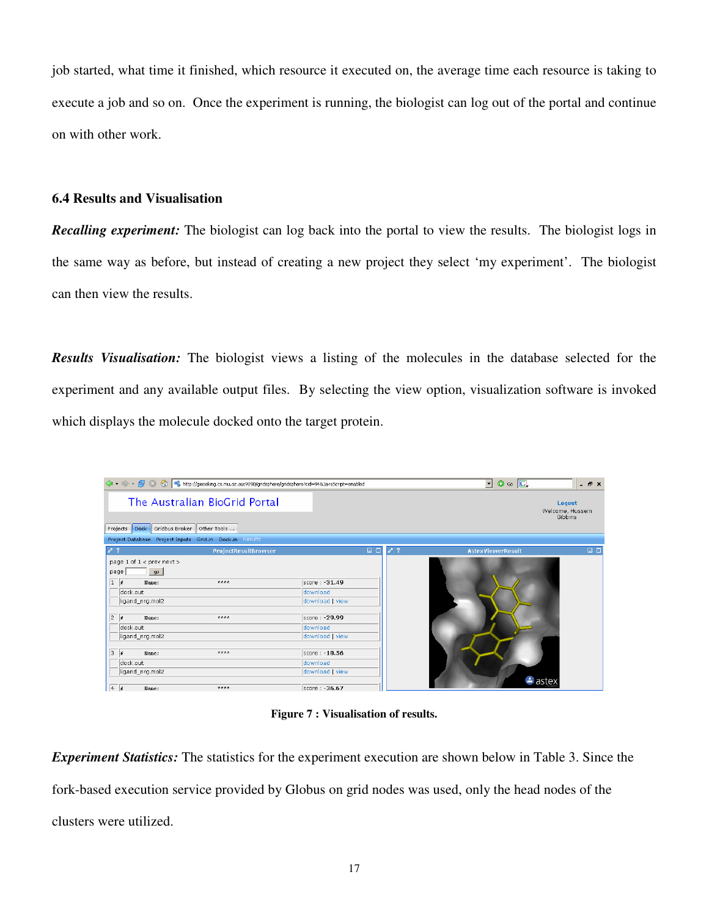job started, what time it finished, which resource it executed on, the average time each resource is taking to execute a job and so on. Once the experiment is running, the biologist can log out of the portal and continue on with other work.

### 6.4 Results and Visualisation

***Recalling experiment:*** The biologist can log back into the portal to view the results. The biologist logs in the same way as before, but instead of creating a new project they select 'my experiment'. The biologist can then view the results.

***Results Visualisation:*** The biologist views a listing of the molecules in the database selected for the experiment and any available output files. By selecting the view option, visualization software is invoked which displays the molecule docked onto the target protein.

**Figure 7 : Visualisation of results.**

***Experiment Statistics:*** The statistics for the experiment execution are shown below in Table 3. Since the fork-based execution service provided by Globus on grid nodes was used, only the head nodes of the clusters were utilized.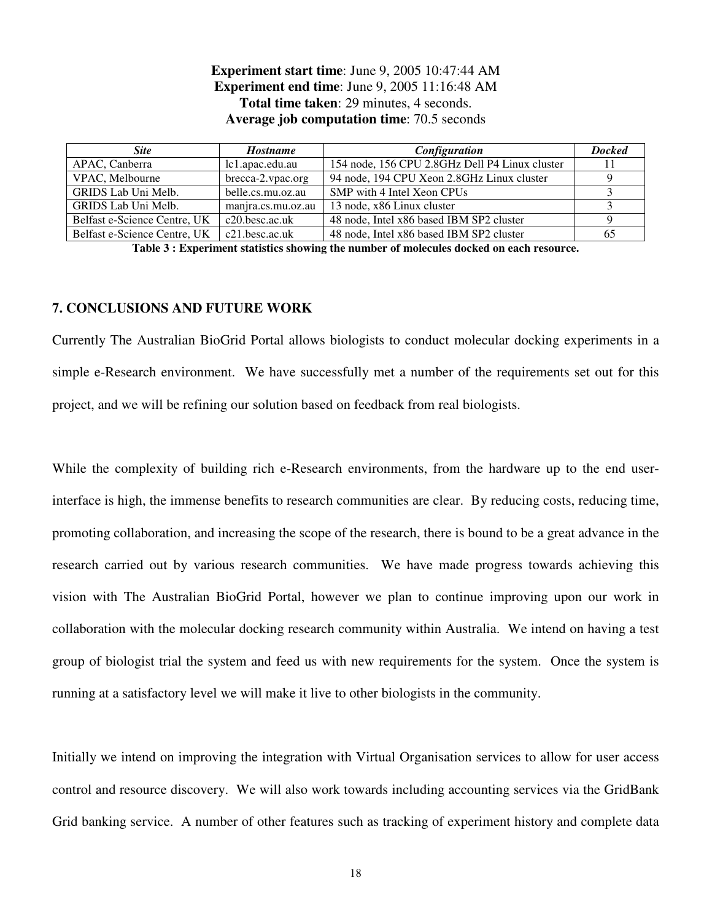**Experiment start time**: June 9, 2005 10:47:44 AM
**Experiment end time**: June 9, 2005 11:16:48 AM
**Total time taken**: 29 minutes, 4 seconds.
**Average job computation time**: 70.5 seconds

| *Site* | *Hostname* | *Configuration* | *Docked* |
|---|---|---|---|
| APAC, Canberra | lc1.apac.edu.au | 154 node, 156 CPU 2.8GHz Dell P4 Linux cluster | 11 |
| VPAC, Melbourne | brecca-2.vpac.org | 94 node, 194 CPU Xeon 2.8GHz Linux cluster | 9 |
| GRIDS Lab Uni Melb. | belle.cs.mu.oz.au | SMP with 4 Intel Xeon CPUs | 3 |
| GRIDS Lab Uni Melb. | manjra.cs.mu.oz.au | 13 node, x86 Linux cluster | 3 |
| Belfast e-Science Centre, UK | c20.besc.ac.uk | 48 node, Intel x86 based IBM SP2 cluster | 9 |
| Belfast e-Science Centre, UK | c21.besc.ac.uk | 48 node, Intel x86 based IBM SP2 cluster | 65 |

**Table 3 : Experiment statistics showing the number of molecules docked on each resource.**

## 7. CONCLUSIONS AND FUTURE WORK

Currently The Australian BioGrid Portal allows biologists to conduct molecular docking experiments in a simple e-Research environment. We have successfully met a number of the requirements set out for this project, and we will be refining our solution based on feedback from real biologists.

While the complexity of building rich e-Research environments, from the hardware up to the end user-interface is high, the immense benefits to research communities are clear. By reducing costs, reducing time, promoting collaboration, and increasing the scope of the research, there is bound to be a great advance in the research carried out by various research communities. We have made progress towards achieving this vision with The Australian BioGrid Portal, however we plan to continue improving upon our work in collaboration with the molecular docking research community within Australia. We intend on having a test group of biologist trial the system and feed us with new requirements for the system. Once the system is running at a satisfactory level we will make it live to other biologists in the community.

Initially we intend on improving the integration with Virtual Organisation services to allow for user access control and resource discovery. We will also work towards including accounting services via the GridBank Grid banking service. A number of other features such as tracking of experiment history and complete data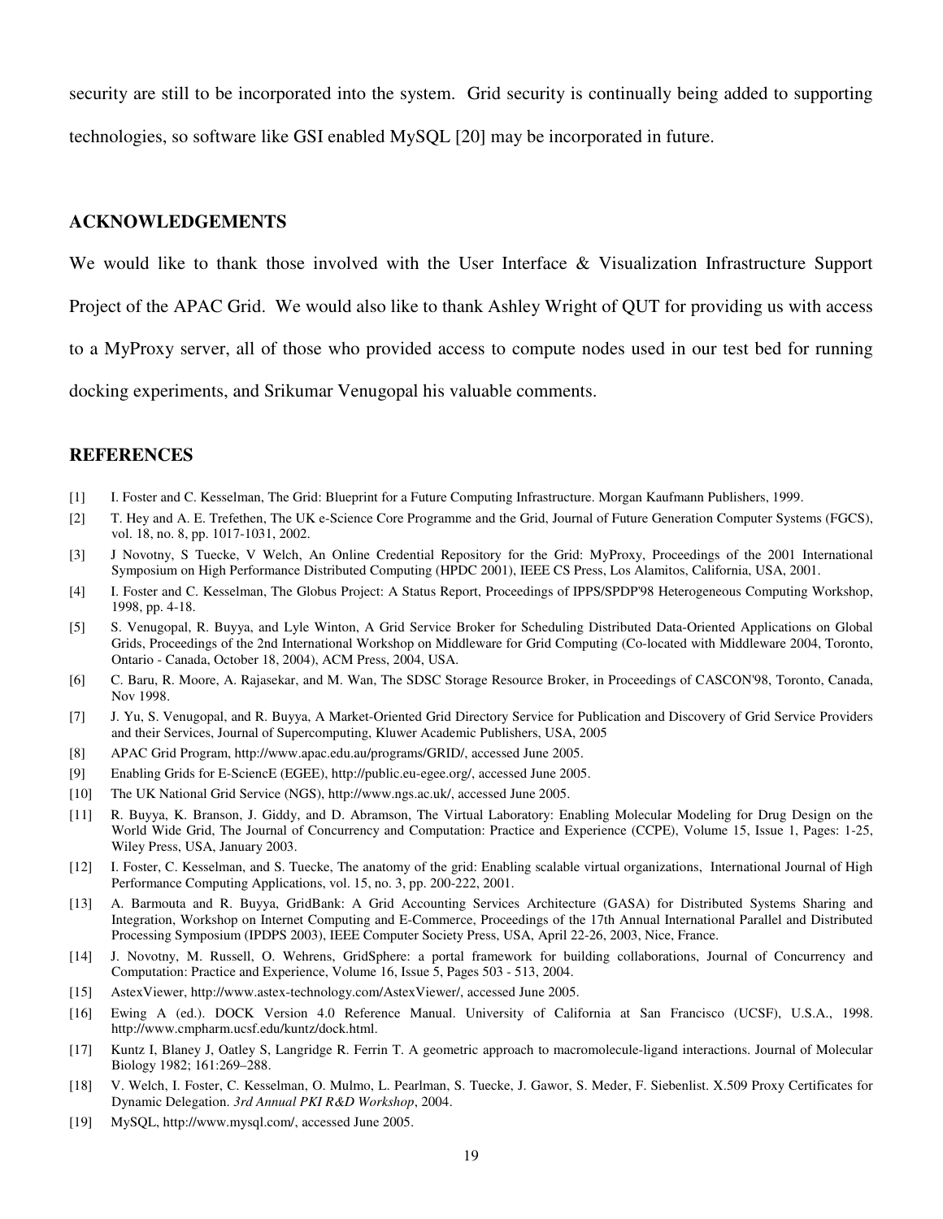security are still to be incorporated into the system. Grid security is continually being added to supporting technologies, so software like GSI enabled MySQL [20] may be incorporated in future.

## ACKNOWLEDGEMENTS

We would like to thank those involved with the User Interface & Visualization Infrastructure Support Project of the APAC Grid. We would also like to thank Ashley Wright of QUT for providing us with access to a MyProxy server, all of those who provided access to compute nodes used in our test bed for running docking experiments, and Srikumar Venugopal his valuable comments.

## REFERENCES

[1] I. Foster and C. Kesselman, The Grid: Blueprint for a Future Computing Infrastructure. Morgan Kaufmann Publishers, 1999.

[2] T. Hey and A. E. Trefethen, The UK e-Science Core Programme and the Grid, Journal of Future Generation Computer Systems (FGCS), vol. 18, no. 8, pp. 1017-1031, 2002.

[3] J Novotny, S Tuecke, V Welch, An Online Credential Repository for the Grid: MyProxy, Proceedings of the 2001 International Symposium on High Performance Distributed Computing (HPDC 2001), IEEE CS Press, Los Alamitos, California, USA, 2001.

[4] I. Foster and C. Kesselman, The Globus Project: A Status Report, Proceedings of IPPS/SPDP'98 Heterogeneous Computing Workshop, 1998, pp. 4-18.

[5] S. Venugopal, R. Buyya, and Lyle Winton, A Grid Service Broker for Scheduling Distributed Data-Oriented Applications on Global Grids, Proceedings of the 2nd International Workshop on Middleware for Grid Computing (Co-located with Middleware 2004, Toronto, Ontario - Canada, October 18, 2004), ACM Press, 2004, USA.

[6] C. Baru, R. Moore, A. Rajasekar, and M. Wan, The SDSC Storage Resource Broker, in Proceedings of CASCON'98, Toronto, Canada, Nov 1998.

[7] J. Yu, S. Venugopal, and R. Buyya, A Market-Oriented Grid Directory Service for Publication and Discovery of Grid Service Providers and their Services, Journal of Supercomputing, Kluwer Academic Publishers, USA, 2005

[8] APAC Grid Program, http://www.apac.edu.au/programs/GRID/, accessed June 2005.

[9] Enabling Grids for E-SciencE (EGEE), http://public.eu-egee.org/, accessed June 2005.

[10] The UK National Grid Service (NGS), http://www.ngs.ac.uk/, accessed June 2005.

[11] R. Buyya, K. Branson, J. Giddy, and D. Abramson, The Virtual Laboratory: Enabling Molecular Modeling for Drug Design on the World Wide Grid, The Journal of Concurrency and Computation: Practice and Experience (CCPE), Volume 15, Issue 1, Pages: 1-25, Wiley Press, USA, January 2003.

[12] I. Foster, C. Kesselman, and S. Tuecke, The anatomy of the grid: Enabling scalable virtual organizations, International Journal of High Performance Computing Applications, vol. 15, no. 3, pp. 200-222, 2001.

[13] A. Barmouta and R. Buyya, GridBank: A Grid Accounting Services Architecture (GASA) for Distributed Systems Sharing and Integration, Workshop on Internet Computing and E-Commerce, Proceedings of the 17th Annual International Parallel and Distributed Processing Symposium (IPDPS 2003), IEEE Computer Society Press, USA, April 22-26, 2003, Nice, France.

[14] J. Novotny, M. Russell, O. Wehrens, GridSphere: a portal framework for building collaborations, Journal of Concurrency and Computation: Practice and Experience, Volume 16, Issue 5, Pages 503 - 513, 2004.

[15] AstexViewer, http://www.astex-technology.com/AstexViewer/, accessed June 2005.

[16] Ewing A (ed.). DOCK Version 4.0 Reference Manual. University of California at San Francisco (UCSF), U.S.A., 1998. http://www.cmpharm.ucsf.edu/kuntz/dock.html.

[17] Kuntz I, Blaney J, Oatley S, Langridge R. Ferrin T. A geometric approach to macromolecule-ligand interactions. Journal of Molecular Biology 1982; 161:269–288.

[18] V. Welch, I. Foster, C. Kesselman, O. Mulmo, L. Pearlman, S. Tuecke, J. Gawor, S. Meder, F. Siebenlist. X.509 Proxy Certificates for Dynamic Delegation. *3rd Annual PKI R&D Workshop*, 2004.

[19] MySQL, http://www.mysql.com/, accessed June 2005.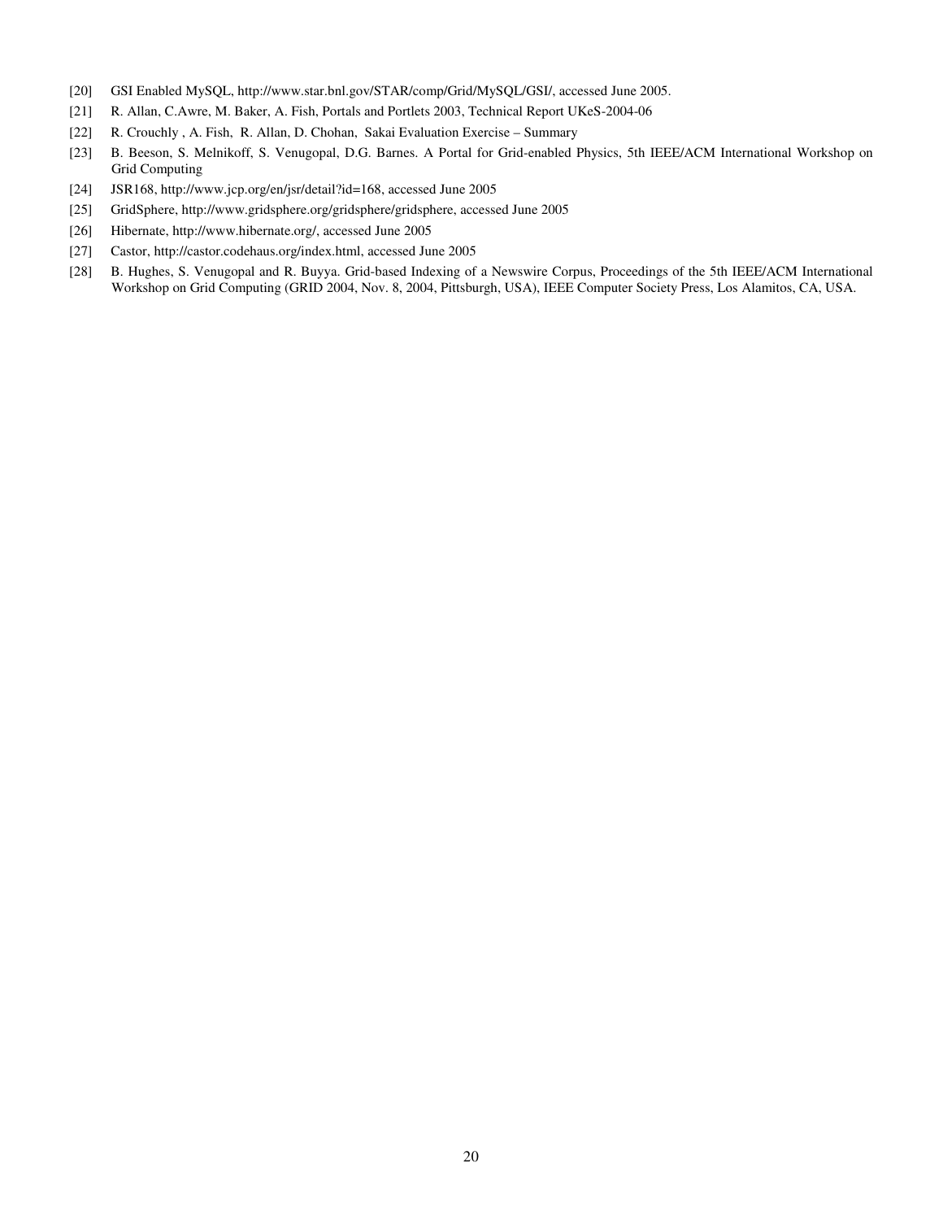[20] GSI Enabled MySQL, http://www.star.bnl.gov/STAR/comp/Grid/MySQL/GSI/, accessed June 2005.

[21] R. Allan, C.Awre, M. Baker, A. Fish, Portals and Portlets 2003, Technical Report UKeS-2004-06

[22] R. Crouchly , A. Fish, R. Allan, D. Chohan, Sakai Evaluation Exercise – Summary

[23] B. Beeson, S. Melnikoff, S. Venugopal, D.G. Barnes. A Portal for Grid-enabled Physics, 5th IEEE/ACM International Workshop on Grid Computing

[24] JSR168, http://www.jcp.org/en/jsr/detail?id=168, accessed June 2005

[25] GridSphere, http://www.gridsphere.org/gridsphere/gridsphere, accessed June 2005

[26] Hibernate, http://www.hibernate.org/, accessed June 2005

[27] Castor, http://castor.codehaus.org/index.html, accessed June 2005

[28] B. Hughes, S. Venugopal and R. Buyya. Grid-based Indexing of a Newswire Corpus, Proceedings of the 5th IEEE/ACM International Workshop on Grid Computing (GRID 2004, Nov. 8, 2004, Pittsburgh, USA), IEEE Computer Society Press, Los Alamitos, CA, USA.